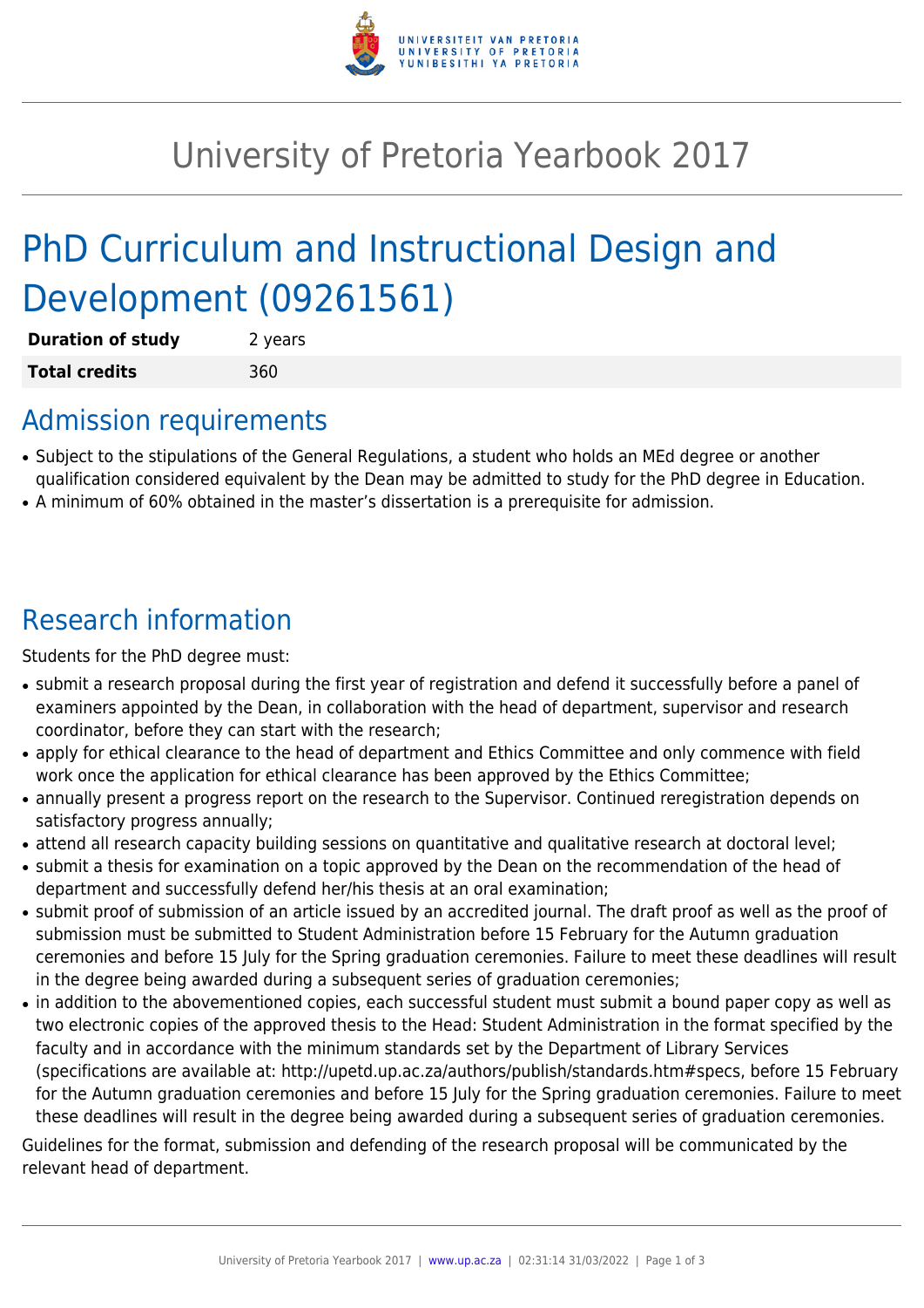# University of Pretoria Yearbook 2017

# PhD Curriculum and Instructional Design and Development (09261561)

| **Duration of study** | 2 years |
|---|---|
| **Total credits** | 360 |

## Admission requirements

- Subject to the stipulations of the General Regulations, a student who holds an MEd degree or another qualification considered equivalent by the Dean may be admitted to study for the PhD degree in Education.
- A minimum of 60% obtained in the master's dissertation is a prerequisite for admission.

## Research information

Students for the PhD degree must:

- submit a research proposal during the first year of registration and defend it successfully before a panel of examiners appointed by the Dean, in collaboration with the head of department, supervisor and research coordinator, before they can start with the research;
- apply for ethical clearance to the head of department and Ethics Committee and only commence with field work once the application for ethical clearance has been approved by the Ethics Committee;
- annually present a progress report on the research to the Supervisor. Continued reregistration depends on satisfactory progress annually;
- attend all research capacity building sessions on quantitative and qualitative research at doctoral level;
- submit a thesis for examination on a topic approved by the Dean on the recommendation of the head of department and successfully defend her/his thesis at an oral examination;
- submit proof of submission of an article issued by an accredited journal. The draft proof as well as the proof of submission must be submitted to Student Administration before 15 February for the Autumn graduation ceremonies and before 15 July for the Spring graduation ceremonies. Failure to meet these deadlines will result in the degree being awarded during a subsequent series of graduation ceremonies;
- in addition to the abovementioned copies, each successful student must submit a bound paper copy as well as two electronic copies of the approved thesis to the Head: Student Administration in the format specified by the faculty and in accordance with the minimum standards set by the Department of Library Services (specifications are available at: http://upetd.up.ac.za/authors/publish/standards.htm#specs, before 15 February for the Autumn graduation ceremonies and before 15 July for the Spring graduation ceremonies. Failure to meet these deadlines will result in the degree being awarded during a subsequent series of graduation ceremonies.

Guidelines for the format, submission and defending of the research proposal will be communicated by the relevant head of department.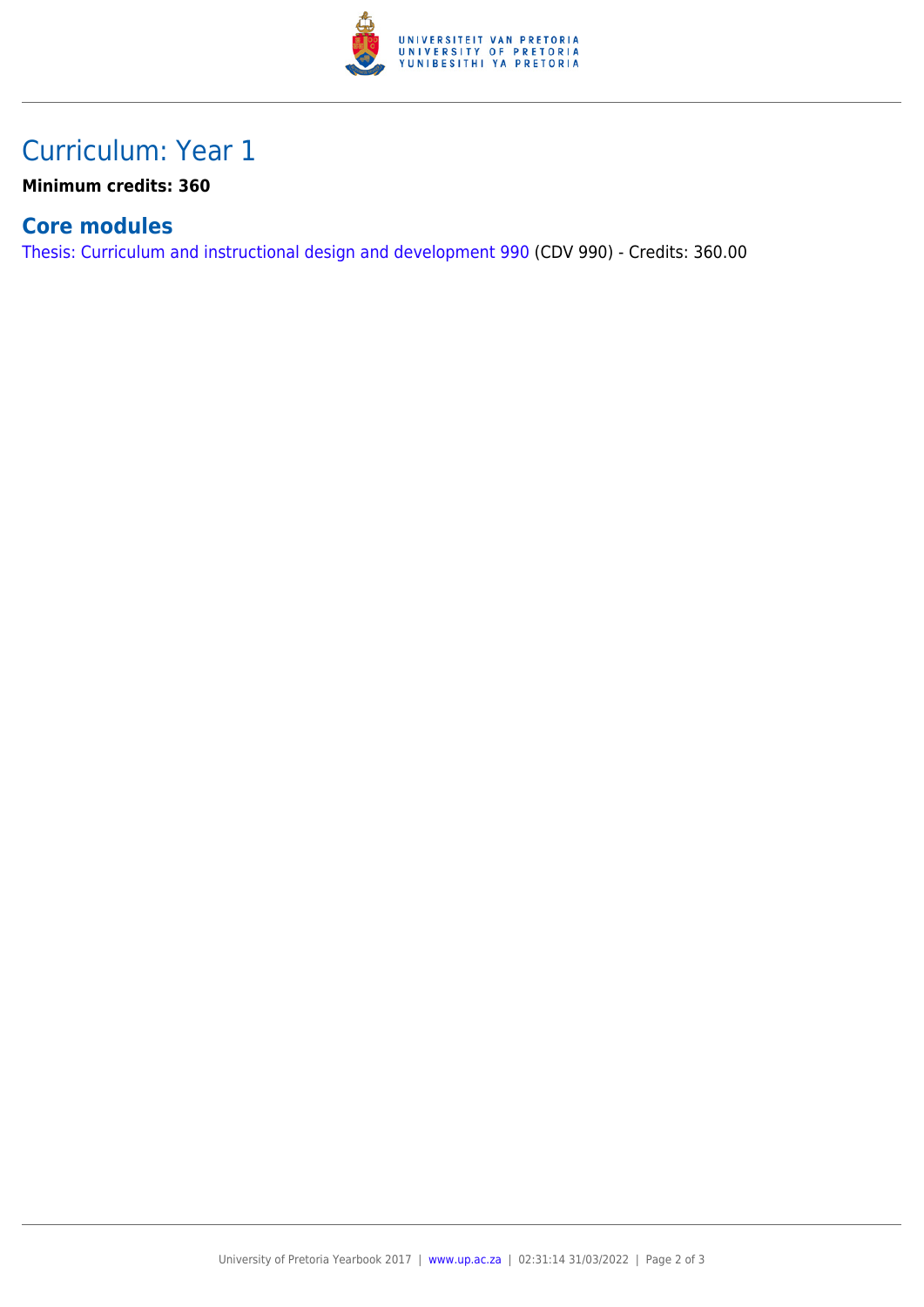# Curriculum: Year 1

**Minimum credits: 360**

## Core modules

Thesis: Curriculum and instructional design and development 990 (CDV 990) - Credits: 360.00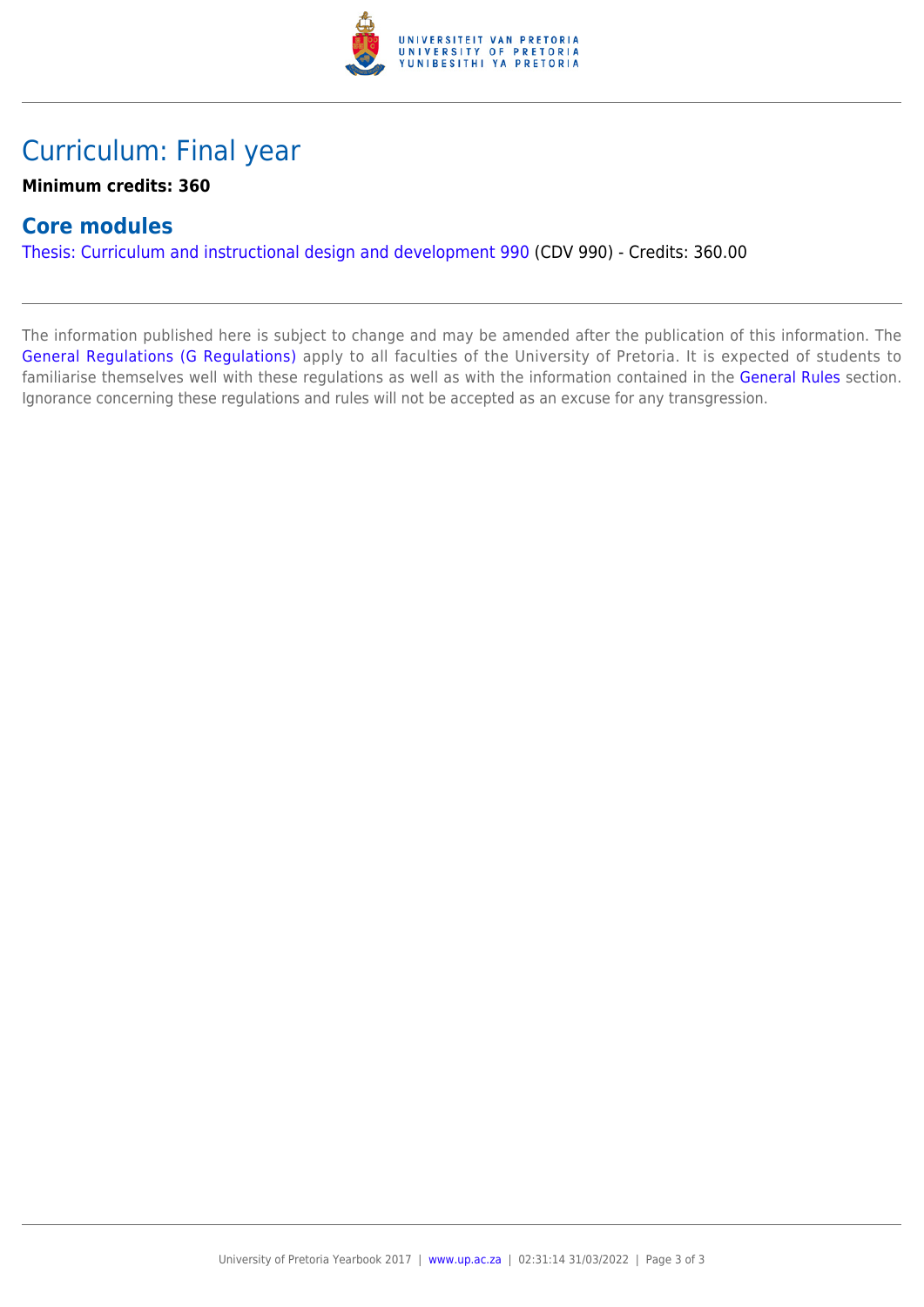## Curriculum: Final year

**Minimum credits: 360**

### Core modules

Thesis: Curriculum and instructional design and development 990 (CDV 990) - Credits: 360.00

The information published here is subject to change and may be amended after the publication of this information. The General Regulations (G Regulations) apply to all faculties of the University of Pretoria. It is expected of students to familiarise themselves well with these regulations as well as with the information contained in the General Rules section. Ignorance concerning these regulations and rules will not be accepted as an excuse for any transgression.